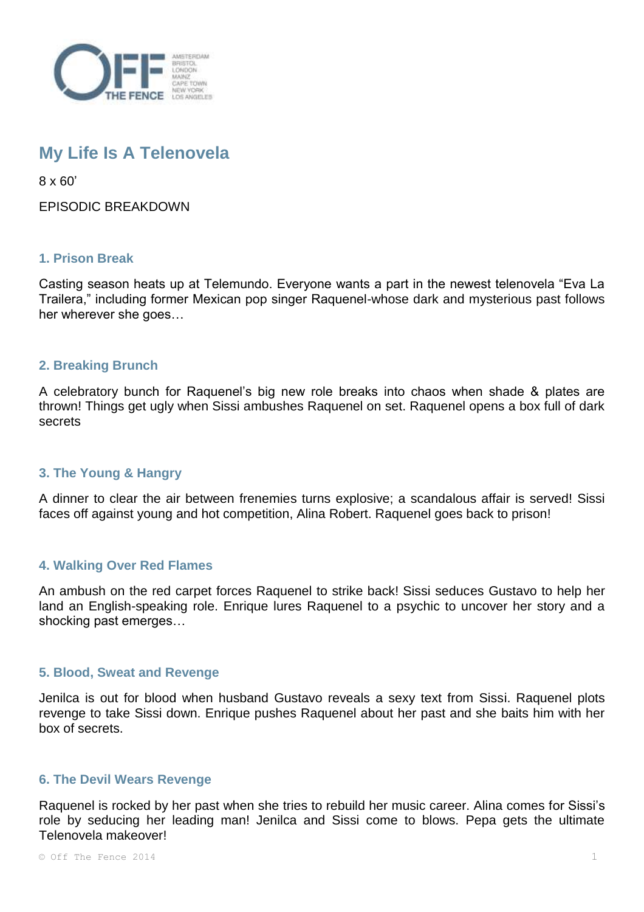# My Life Is A Telenovela

8 x 60'

EPISODIC BREAKDOWN

### 1. Prison Break

Casting season heats up at Telemundo. Everyone wants a part in the newest telenovela "Eva La Trailera," including former Mexican pop singer Raquenel-whose dark and mysterious past follows her wherever she goes…

### 2. Breaking Brunch

A celebratory bunch for Raquenel's big new role breaks into chaos when shade & plates are thrown! Things get ugly when Sissi ambushes Raquenel on set. Raquenel opens a box full of dark secrets

### 3. The Young & Hangry

A dinner to clear the air between frenemies turns explosive; a scandalous affair is served! Sissi faces off against young and hot competition, Alina Robert. Raquenel goes back to prison!

### 4. Walking Over Red Flames

An ambush on the red carpet forces Raquenel to strike back! Sissi seduces Gustavo to help her land an English-speaking role. Enrique lures Raquenel to a psychic to uncover her story and a shocking past emerges…

### 5. Blood, Sweat and Revenge

Jenilca is out for blood when husband Gustavo reveals a sexy text from Sissi. Raquenel plots revenge to take Sissi down. Enrique pushes Raquenel about her past and she baits him with her box of secrets.

### 6. The Devil Wears Revenge

Raquenel is rocked by her past when she tries to rebuild her music career. Alina comes for Sissi's role by seducing her leading man! Jenilca and Sissi come to blows. Pepa gets the ultimate Telenovela makeover!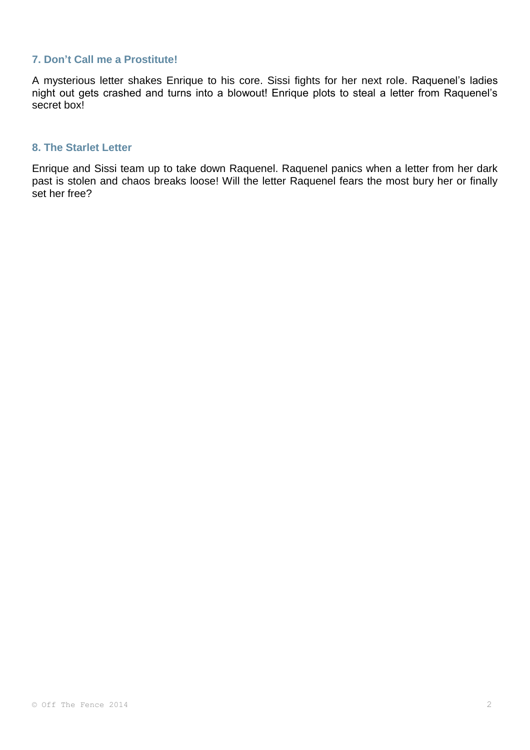### 7. Don't Call me a Prostitute!

A mysterious letter shakes Enrique to his core. Sissi fights for her next role. Raquenel's ladies night out gets crashed and turns into a blowout! Enrique plots to steal a letter from Raquenel's secret box!

### 8. The Starlet Letter

Enrique and Sissi team up to take down Raquenel. Raquenel panics when a letter from her dark past is stolen and chaos breaks loose! Will the letter Raquenel fears the most bury her or finally set her free?